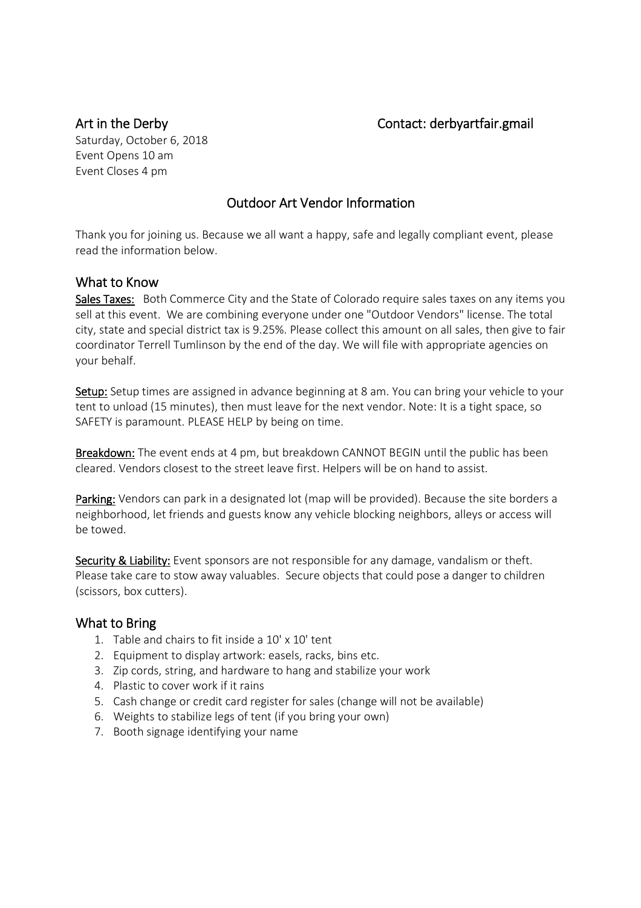Art in the Derby — Contact: derbyartfair.gmail

Saturday, October 6, 2018
Event Opens 10 am
Event Closes 4 pm

## Outdoor Art Vendor Information

Thank you for joining us. Because we all want a happy, safe and legally compliant event, please read the information below.

## What to Know

**Sales Taxes:** Both Commerce City and the State of Colorado require sales taxes on any items you sell at this event. We are combining everyone under one "Outdoor Vendors" license. The total city, state and special district tax is 9.25%. Please collect this amount on all sales, then give to fair coordinator Terrell Tumlinson by the end of the day. We will file with appropriate agencies on your behalf.

**Setup:** Setup times are assigned in advance beginning at 8 am. You can bring your vehicle to your tent to unload (15 minutes), then must leave for the next vendor. Note: It is a tight space, so SAFETY is paramount. PLEASE HELP by being on time.

**Breakdown:** The event ends at 4 pm, but breakdown CANNOT BEGIN until the public has been cleared. Vendors closest to the street leave first. Helpers will be on hand to assist.

**Parking:** Vendors can park in a designated lot (map will be provided). Because the site borders a neighborhood, let friends and guests know any vehicle blocking neighbors, alleys or access will be towed.

**Security & Liability:** Event sponsors are not responsible for any damage, vandalism or theft. Please take care to stow away valuables. Secure objects that could pose a danger to children (scissors, box cutters).

## What to Bring

1. Table and chairs to fit inside a 10' x 10' tent
2. Equipment to display artwork: easels, racks, bins etc.
3. Zip cords, string, and hardware to hang and stabilize your work
4. Plastic to cover work if it rains
5. Cash change or credit card register for sales (change will not be available)
6. Weights to stabilize legs of tent (if you bring your own)
7. Booth signage identifying your name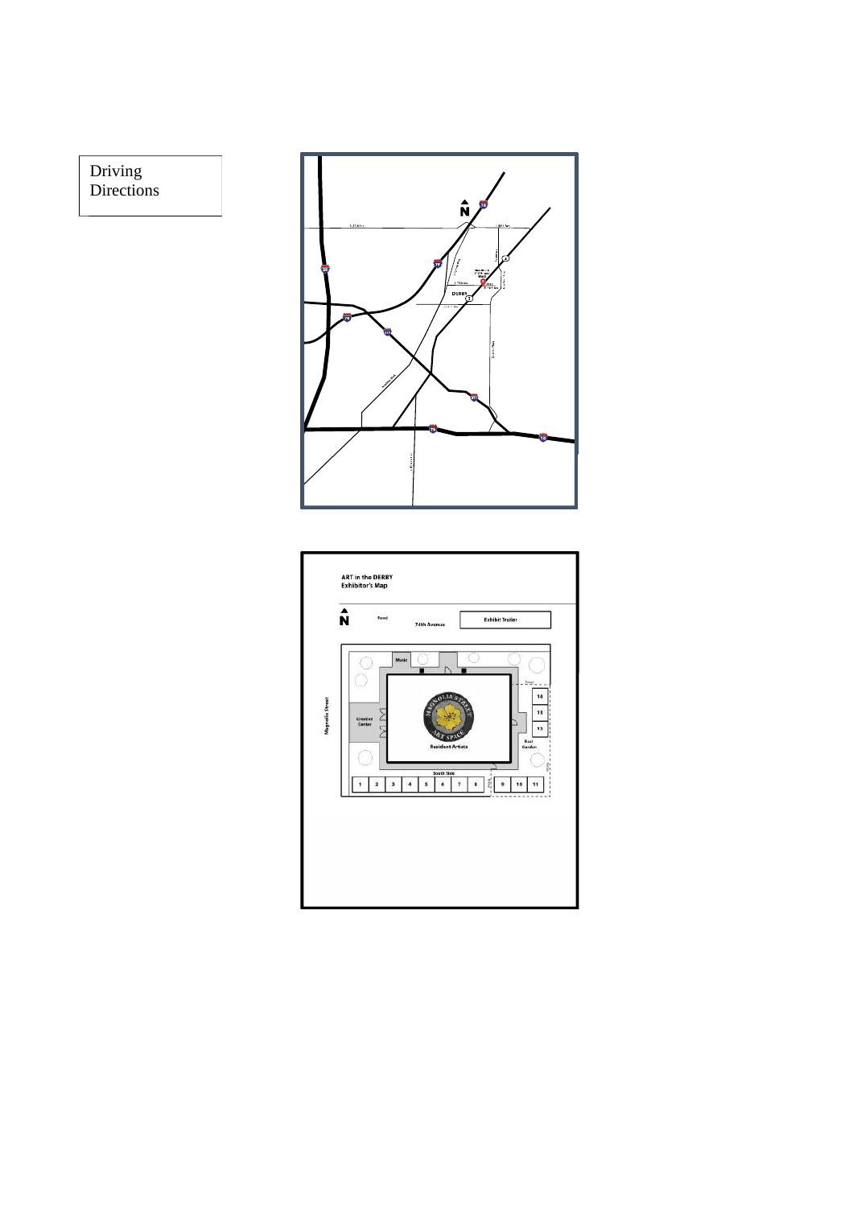Driving Directions

ART in the DERBY
Exhibitor's Map

N

Food

74th Avenue

Exhibit Trailer

Magnolia Street

Music

Creative Center

Resident Artists

South Side

East Garden

14

13

12

1

2

3

4

5

6

7

8

9

10

11